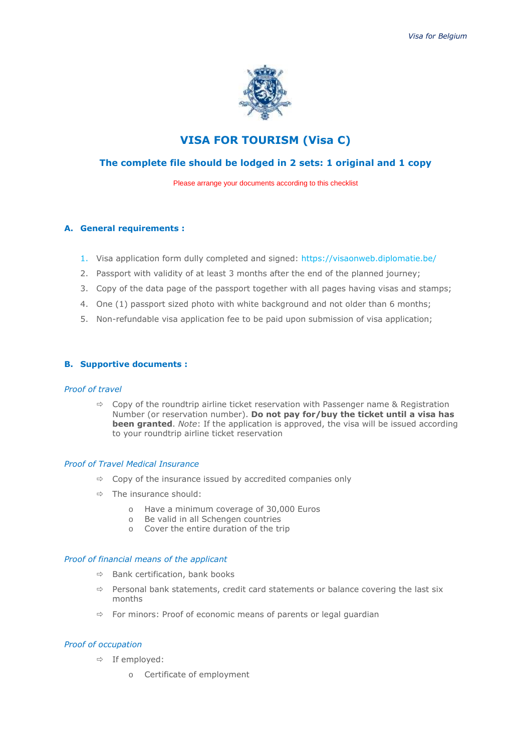# VISA FOR TOURISM (Visa C)

## The complete file should be lodged in 2 sets: 1 original and 1 copy

Please arrange your documents according to this checklist

### A. General requirements :

1. Visa application form dully completed and signed: https://visaonweb.diplomatie.be/
2. Passport with validity of at least 3 months after the end of the planned journey;
3. Copy of the data page of the passport together with all pages having visas and stamps;
4. One (1) passport sized photo with white background and not older than 6 months;
5. Non-refundable visa application fee to be paid upon submission of visa application;

### B. Supportive documents :

*Proof of travel*

- Copy of the roundtrip airline ticket reservation with Passenger name & Registration Number (or reservation number). **Do not pay for/buy the ticket until a visa has been granted**. *Note*: If the application is approved, the visa will be issued according to your roundtrip airline ticket reservation

*Proof of Travel Medical Insurance*

- Copy of the insurance issued by accredited companies only
- The insurance should:
  - Have a minimum coverage of 30,000 Euros
  - Be valid in all Schengen countries
  - Cover the entire duration of the trip

*Proof of financial means of the applicant*

- Bank certification, bank books
- Personal bank statements, credit card statements or balance covering the last six months
- For minors: Proof of economic means of parents or legal guardian

*Proof of occupation*

- If employed:
  - Certificate of employment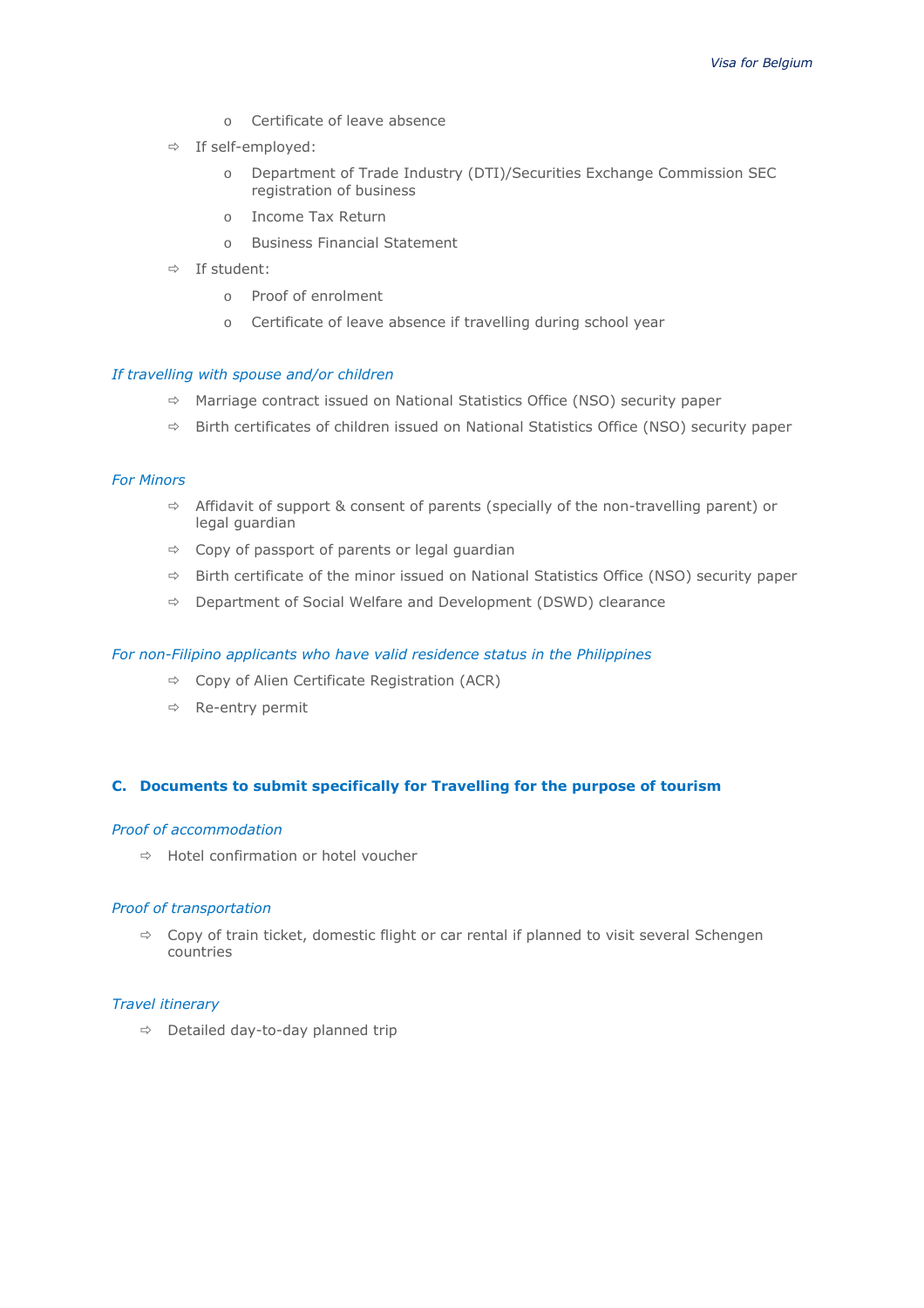- Certificate of leave absence
- If self-employed:
   - Department of Trade Industry (DTI)/Securities Exchange Commission SEC registration of business
   - Income Tax Return
   - Business Financial Statement
- If student:
   - Proof of enrolment
   - Certificate of leave absence if travelling during school year

*If travelling with spouse and/or children*

- Marriage contract issued on National Statistics Office (NSO) security paper
- Birth certificates of children issued on National Statistics Office (NSO) security paper

*For Minors*

- Affidavit of support & consent of parents (specially of the non-travelling parent) or legal guardian
- Copy of passport of parents or legal guardian
- Birth certificate of the minor issued on National Statistics Office (NSO) security paper
- Department of Social Welfare and Development (DSWD) clearance

*For non-Filipino applicants who have valid residence status in the Philippines*

- Copy of Alien Certificate Registration (ACR)
- Re-entry permit

## C. Documents to submit specifically for Travelling for the purpose of tourism

*Proof of accommodation*

- Hotel confirmation or hotel voucher

*Proof of transportation*

- Copy of train ticket, domestic flight or car rental if planned to visit several Schengen countries

*Travel itinerary*

- Detailed day-to-day planned trip